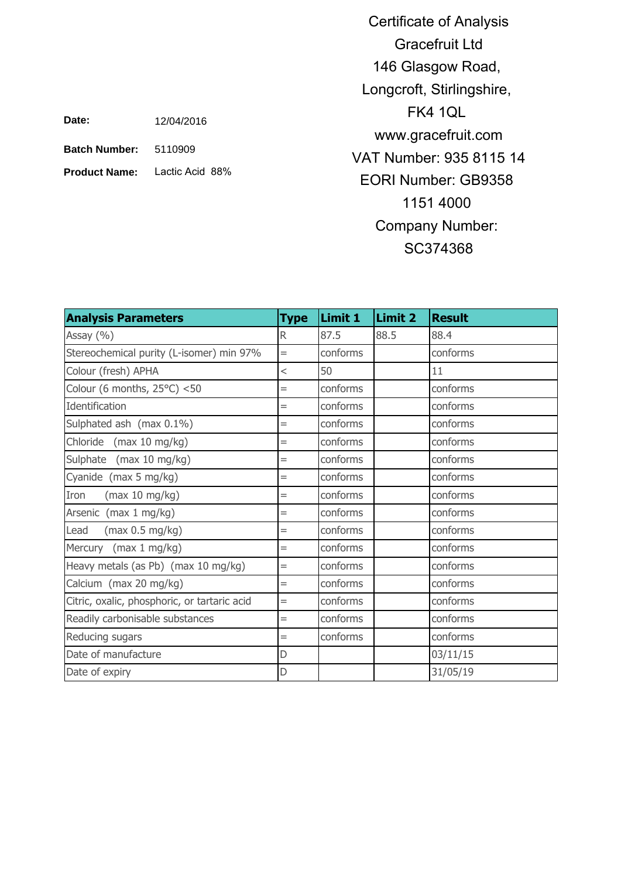# Certificate of Analysis

Gracefruit Ltd
146 Glasgow Road,
Longcroft, Stirlingshire,
FK4 1QL
www.gracefruit.com
VAT Number: 935 8115 14
EORI Number: GB9358 1151 4000
Company Number: SC374368

**Date:** 12/04/2016

**Batch Number:** 5110909

**Product Name:** Lactic Acid 88%

| Analysis Parameters | Type | Limit 1 | Limit 2 | Result |
|---|---|---|---|---|
| Assay (%) | R | 87.5 | 88.5 | 88.4 |
| Stereochemical purity (L-isomer) min 97% | = | conforms | | conforms |
| Colour (fresh) APHA | < | 50 | | 11 |
| Colour (6 months, 25°C) <50 | = | conforms | | conforms |
| Identification | = | conforms | | conforms |
| Sulphated ash (max 0.1%) | = | conforms | | conforms |
| Chloride (max 10 mg/kg) | = | conforms | | conforms |
| Sulphate (max 10 mg/kg) | = | conforms | | conforms |
| Cyanide (max 5 mg/kg) | = | conforms | | conforms |
| Iron (max 10 mg/kg) | = | conforms | | conforms |
| Arsenic (max 1 mg/kg) | = | conforms | | conforms |
| Lead (max 0.5 mg/kg) | = | conforms | | conforms |
| Mercury (max 1 mg/kg) | = | conforms | | conforms |
| Heavy metals (as Pb) (max 10 mg/kg) | = | conforms | | conforms |
| Calcium (max 20 mg/kg) | = | conforms | | conforms |
| Citric, oxalic, phosphoric, or tartaric acid | = | conforms | | conforms |
| Readily carbonisable substances | = | conforms | | conforms |
| Reducing sugars | = | conforms | | conforms |
| Date of manufacture | D | | | 03/11/15 |
| Date of expiry | D | | | 31/05/19 |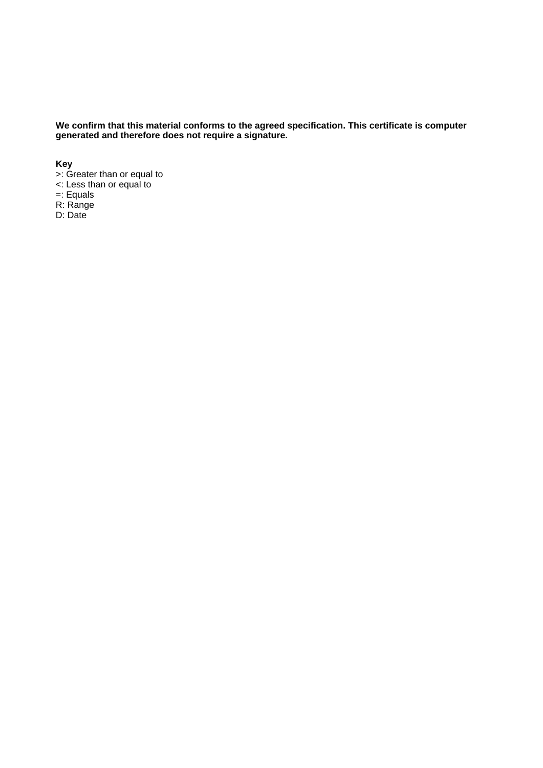**We confirm that this material conforms to the agreed specification. This certificate is computer generated and therefore does not require a signature.**

**Key**

>: Greater than or equal to
<: Less than or equal to
=: Equals
R: Range
D: Date